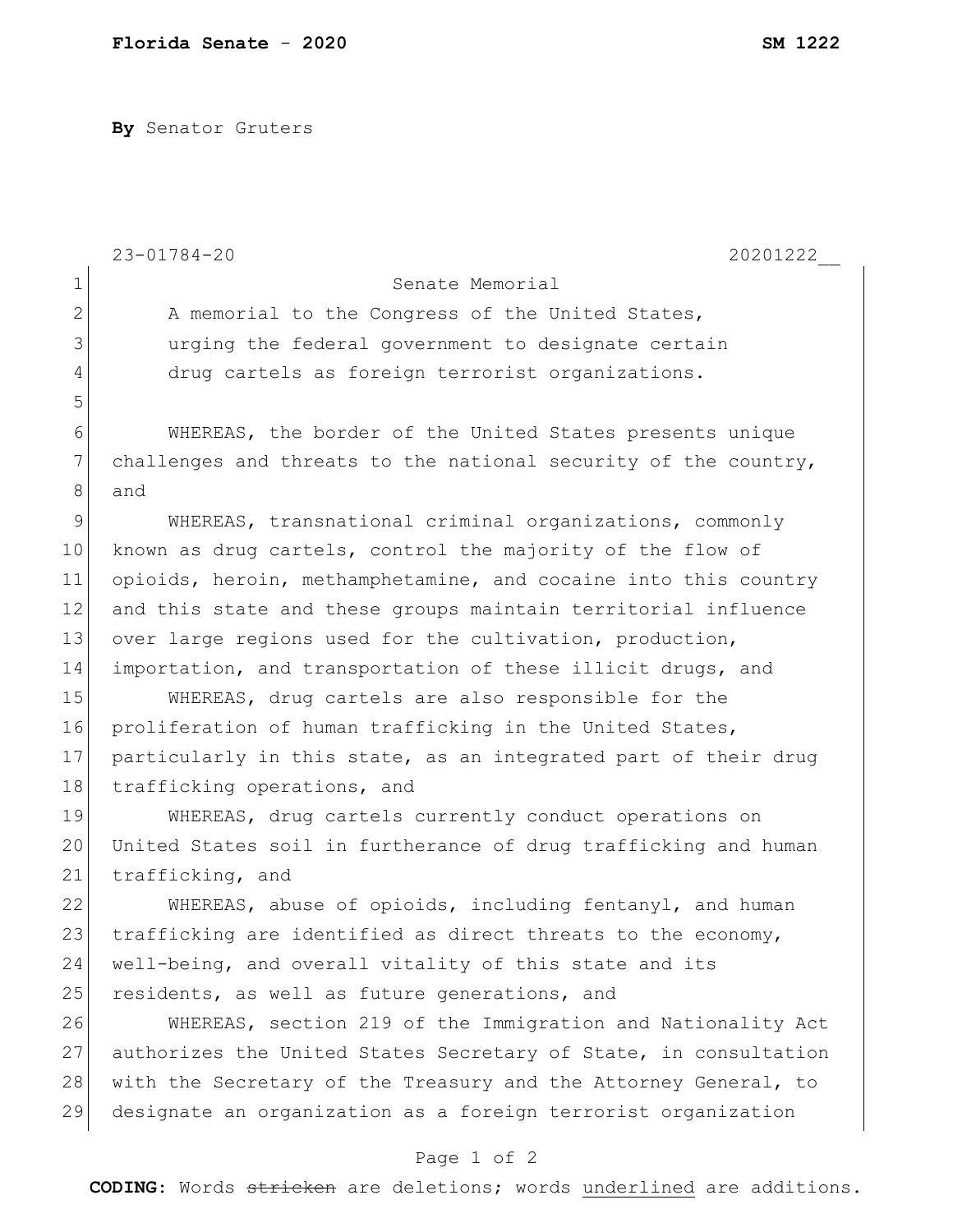**Florida Senate - 2020** **SM 1222**

**By** Senator Gruters

23-01784-20 20201222__

Senate Memorial

A memorial to the Congress of the United States, urging the federal government to designate certain drug cartels as foreign terrorist organizations.

WHEREAS, the border of the United States presents unique challenges and threats to the national security of the country, and

WHEREAS, transnational criminal organizations, commonly known as drug cartels, control the majority of the flow of opioids, heroin, methamphetamine, and cocaine into this country and this state and these groups maintain territorial influence over large regions used for the cultivation, production, importation, and transportation of these illicit drugs, and

WHEREAS, drug cartels are also responsible for the proliferation of human trafficking in the United States, particularly in this state, as an integrated part of their drug trafficking operations, and

WHEREAS, drug cartels currently conduct operations on United States soil in furtherance of drug trafficking and human trafficking, and

WHEREAS, abuse of opioids, including fentanyl, and human trafficking are identified as direct threats to the economy, well-being, and overall vitality of this state and its residents, as well as future generations, and

WHEREAS, section 219 of the Immigration and Nationality Act authorizes the United States Secretary of State, in consultation with the Secretary of the Treasury and the Attorney General, to designate an organization as a foreign terrorist organization

**CODING:** Words ~~stricken~~ are deletions; words <u>underlined</u> are additions.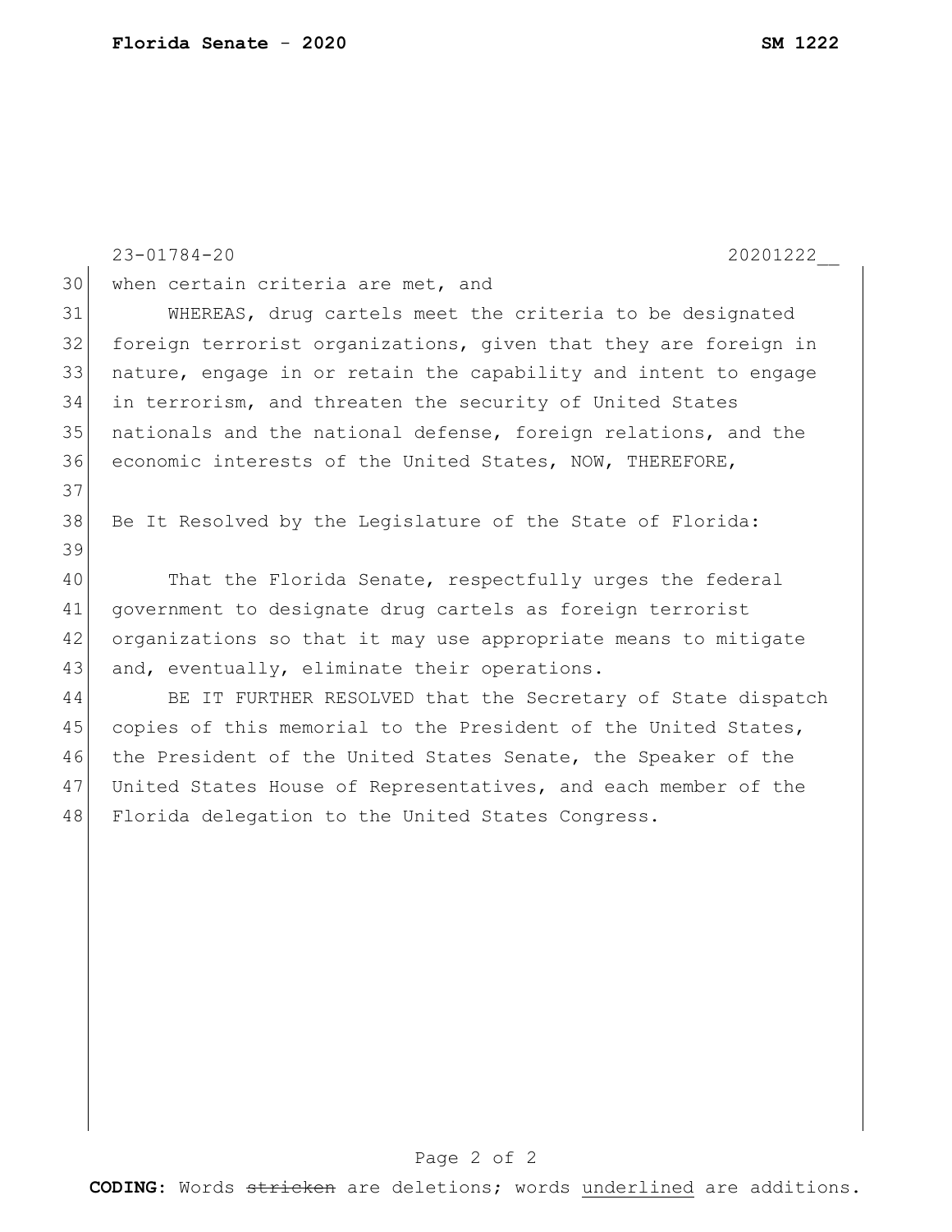when certain criteria are met, and

WHEREAS, drug cartels meet the criteria to be designated foreign terrorist organizations, given that they are foreign in nature, engage in or retain the capability and intent to engage in terrorism, and threaten the security of United States nationals and the national defense, foreign relations, and the economic interests of the United States, NOW, THEREFORE,

Be It Resolved by the Legislature of the State of Florida:

That the Florida Senate, respectfully urges the federal government to designate drug cartels as foreign terrorist organizations so that it may use appropriate means to mitigate and, eventually, eliminate their operations.

BE IT FURTHER RESOLVED that the Secretary of State dispatch copies of this memorial to the President of the United States, the President of the United States Senate, the Speaker of the United States House of Representatives, and each member of the Florida delegation to the United States Congress.